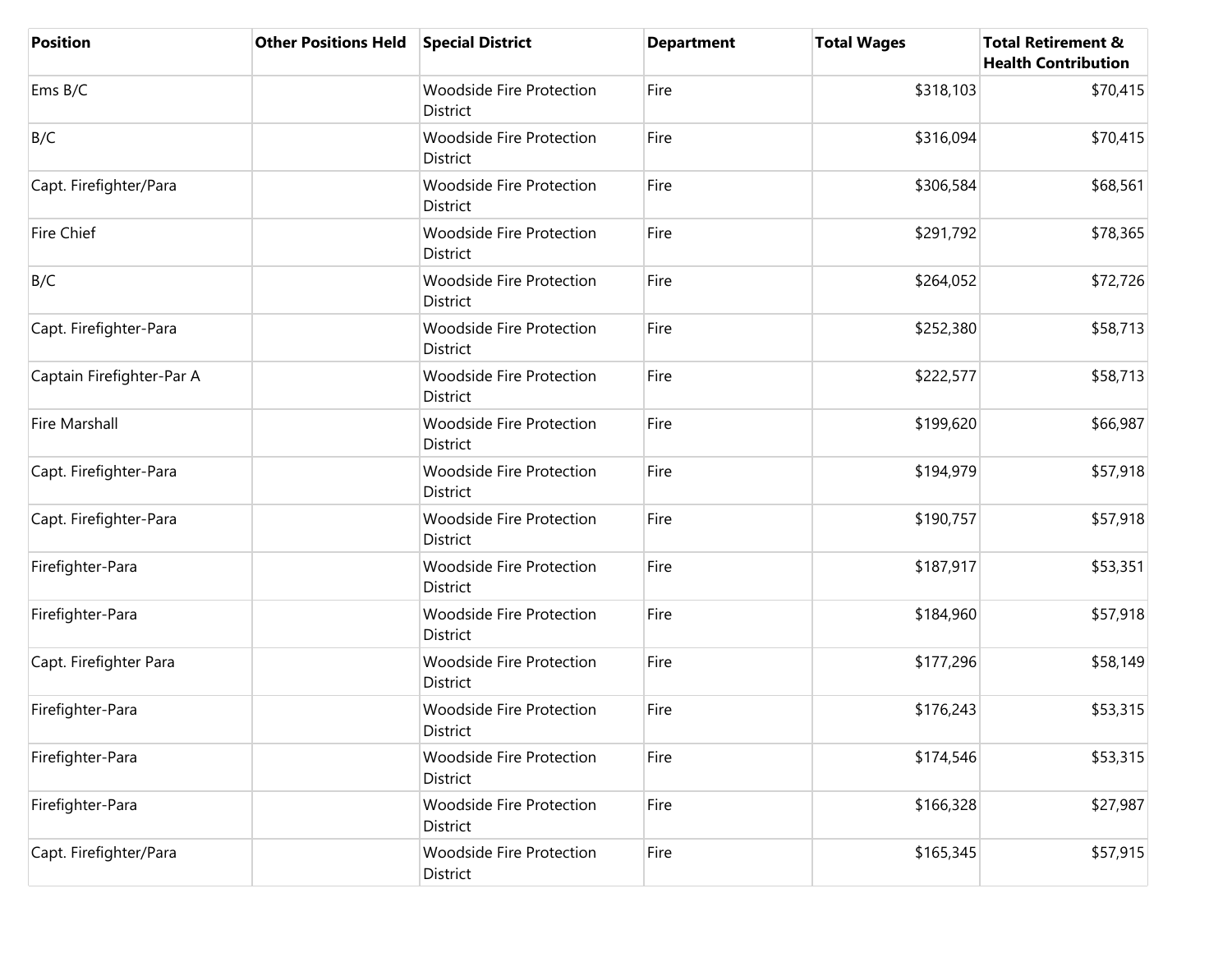| Position | Other Positions Held | Special District | Department | Total Wages | Total Retirement & Health Contribution |
|---|---|---|---|---|---|
| Ems B/C | | Woodside Fire Protection District | Fire | $318,103 | $70,415 |
| B/C | | Woodside Fire Protection District | Fire | $316,094 | $70,415 |
| Capt. Firefighter/Para | | Woodside Fire Protection District | Fire | $306,584 | $68,561 |
| Fire Chief | | Woodside Fire Protection District | Fire | $291,792 | $78,365 |
| B/C | | Woodside Fire Protection District | Fire | $264,052 | $72,726 |
| Capt. Firefighter-Para | | Woodside Fire Protection District | Fire | $252,380 | $58,713 |
| Captain Firefighter-Par A | | Woodside Fire Protection District | Fire | $222,577 | $58,713 |
| Fire Marshall | | Woodside Fire Protection District | Fire | $199,620 | $66,987 |
| Capt. Firefighter-Para | | Woodside Fire Protection District | Fire | $194,979 | $57,918 |
| Capt. Firefighter-Para | | Woodside Fire Protection District | Fire | $190,757 | $57,918 |
| Firefighter-Para | | Woodside Fire Protection District | Fire | $187,917 | $53,351 |
| Firefighter-Para | | Woodside Fire Protection District | Fire | $184,960 | $57,918 |
| Capt. Firefighter Para | | Woodside Fire Protection District | Fire | $177,296 | $58,149 |
| Firefighter-Para | | Woodside Fire Protection District | Fire | $176,243 | $53,315 |
| Firefighter-Para | | Woodside Fire Protection District | Fire | $174,546 | $53,315 |
| Firefighter-Para | | Woodside Fire Protection District | Fire | $166,328 | $27,987 |
| Capt. Firefighter/Para | | Woodside Fire Protection District | Fire | $165,345 | $57,915 |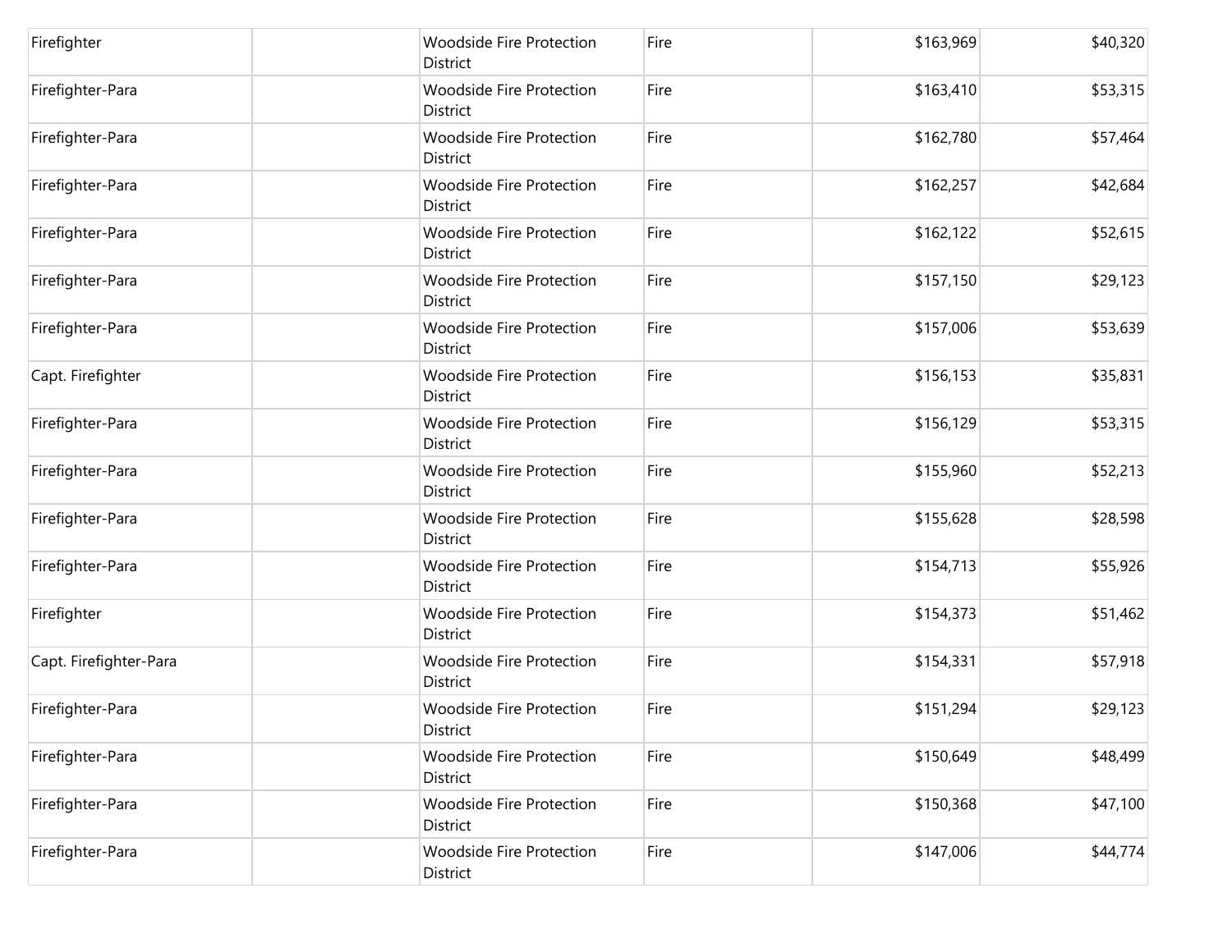| | | | | | |
|---|---|---|---|---|---|
| Firefighter | | Woodside Fire Protection District | Fire | $163,969 | $40,320 |
| Firefighter-Para | | Woodside Fire Protection District | Fire | $163,410 | $53,315 |
| Firefighter-Para | | Woodside Fire Protection District | Fire | $162,780 | $57,464 |
| Firefighter-Para | | Woodside Fire Protection District | Fire | $162,257 | $42,684 |
| Firefighter-Para | | Woodside Fire Protection District | Fire | $162,122 | $52,615 |
| Firefighter-Para | | Woodside Fire Protection District | Fire | $157,150 | $29,123 |
| Firefighter-Para | | Woodside Fire Protection District | Fire | $157,006 | $53,639 |
| Capt. Firefighter | | Woodside Fire Protection District | Fire | $156,153 | $35,831 |
| Firefighter-Para | | Woodside Fire Protection District | Fire | $156,129 | $53,315 |
| Firefighter-Para | | Woodside Fire Protection District | Fire | $155,960 | $52,213 |
| Firefighter-Para | | Woodside Fire Protection District | Fire | $155,628 | $28,598 |
| Firefighter-Para | | Woodside Fire Protection District | Fire | $154,713 | $55,926 |
| Firefighter | | Woodside Fire Protection District | Fire | $154,373 | $51,462 |
| Capt. Firefighter-Para | | Woodside Fire Protection District | Fire | $154,331 | $57,918 |
| Firefighter-Para | | Woodside Fire Protection District | Fire | $151,294 | $29,123 |
| Firefighter-Para | | Woodside Fire Protection District | Fire | $150,649 | $48,499 |
| Firefighter-Para | | Woodside Fire Protection District | Fire | $150,368 | $47,100 |
| Firefighter-Para | | Woodside Fire Protection District | Fire | $147,006 | $44,774 |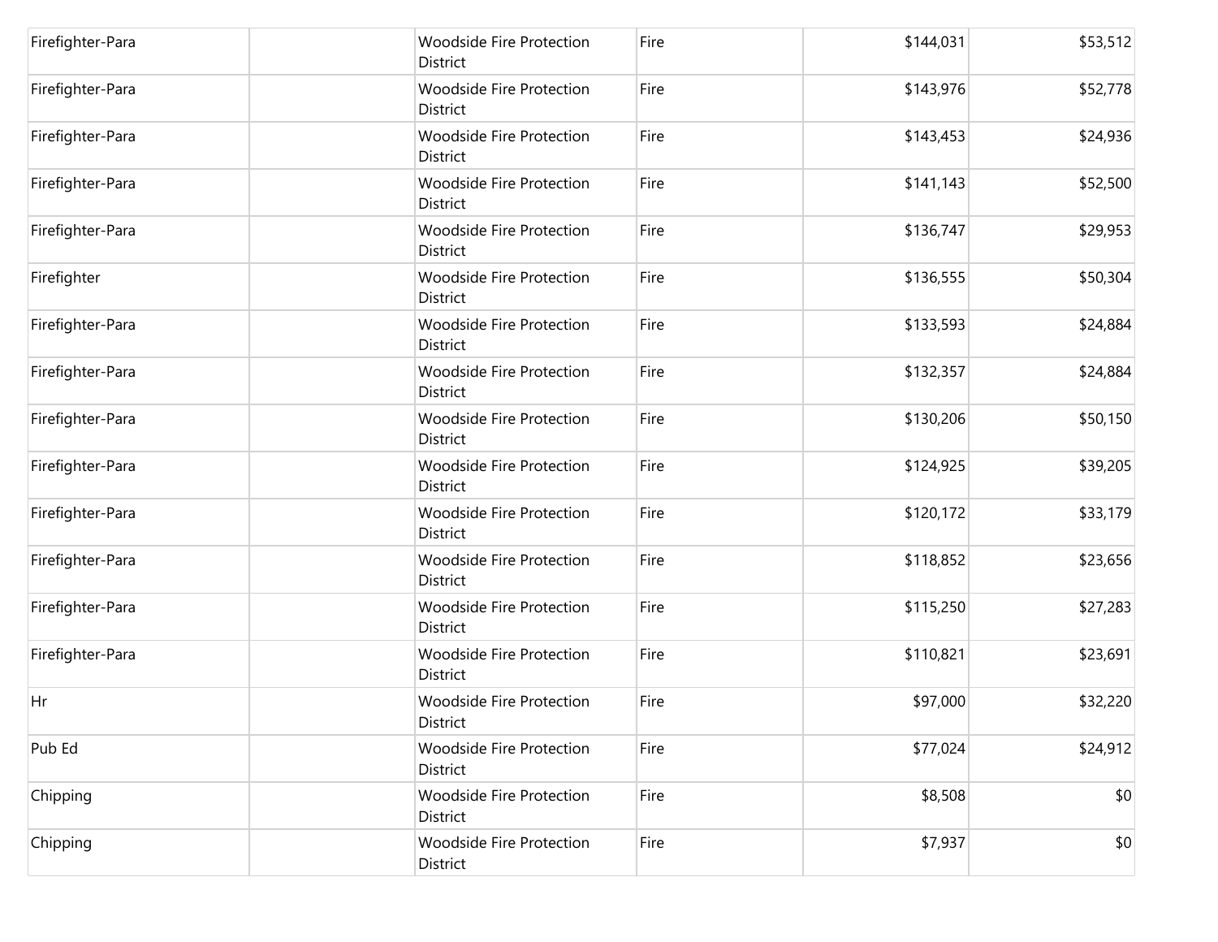| | | | | | |
|---|---|---|---|---|---|
| Firefighter-Para | | Woodside Fire Protection District | Fire | $144,031 | $53,512 |
| Firefighter-Para | | Woodside Fire Protection District | Fire | $143,976 | $52,778 |
| Firefighter-Para | | Woodside Fire Protection District | Fire | $143,453 | $24,936 |
| Firefighter-Para | | Woodside Fire Protection District | Fire | $141,143 | $52,500 |
| Firefighter-Para | | Woodside Fire Protection District | Fire | $136,747 | $29,953 |
| Firefighter | | Woodside Fire Protection District | Fire | $136,555 | $50,304 |
| Firefighter-Para | | Woodside Fire Protection District | Fire | $133,593 | $24,884 |
| Firefighter-Para | | Woodside Fire Protection District | Fire | $132,357 | $24,884 |
| Firefighter-Para | | Woodside Fire Protection District | Fire | $130,206 | $50,150 |
| Firefighter-Para | | Woodside Fire Protection District | Fire | $124,925 | $39,205 |
| Firefighter-Para | | Woodside Fire Protection District | Fire | $120,172 | $33,179 |
| Firefighter-Para | | Woodside Fire Protection District | Fire | $118,852 | $23,656 |
| Firefighter-Para | | Woodside Fire Protection District | Fire | $115,250 | $27,283 |
| Firefighter-Para | | Woodside Fire Protection District | Fire | $110,821 | $23,691 |
| Hr | | Woodside Fire Protection District | Fire | $97,000 | $32,220 |
| Pub Ed | | Woodside Fire Protection District | Fire | $77,024 | $24,912 |
| Chipping | | Woodside Fire Protection District | Fire | $8,508 | $0 |
| Chipping | | Woodside Fire Protection District | Fire | $7,937 | $0 |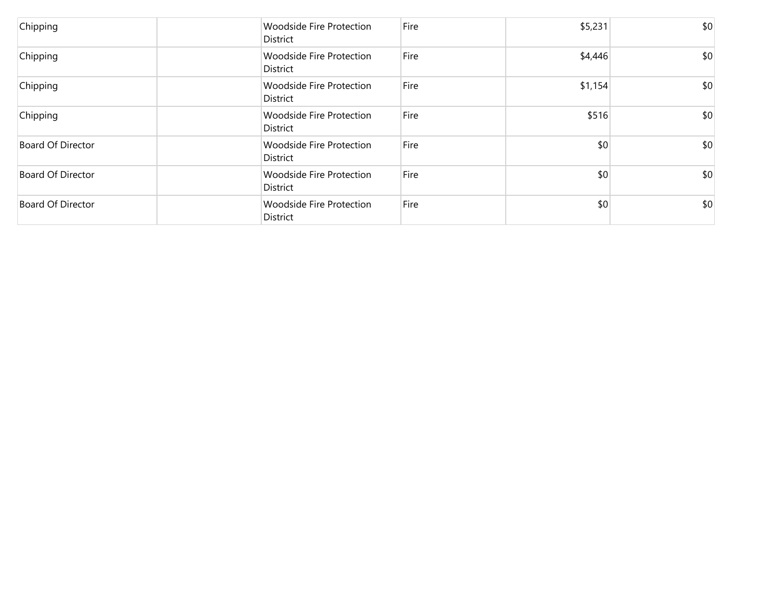| | | | | | |
|---|---|---|---|---|---|
| Chipping | | Woodside Fire Protection District | Fire | $5,231 | $0 |
| Chipping | | Woodside Fire Protection District | Fire | $4,446 | $0 |
| Chipping | | Woodside Fire Protection District | Fire | $1,154 | $0 |
| Chipping | | Woodside Fire Protection District | Fire | $516 | $0 |
| Board Of Director | | Woodside Fire Protection District | Fire | $0 | $0 |
| Board Of Director | | Woodside Fire Protection District | Fire | $0 | $0 |
| Board Of Director | | Woodside Fire Protection District | Fire | $0 | $0 |